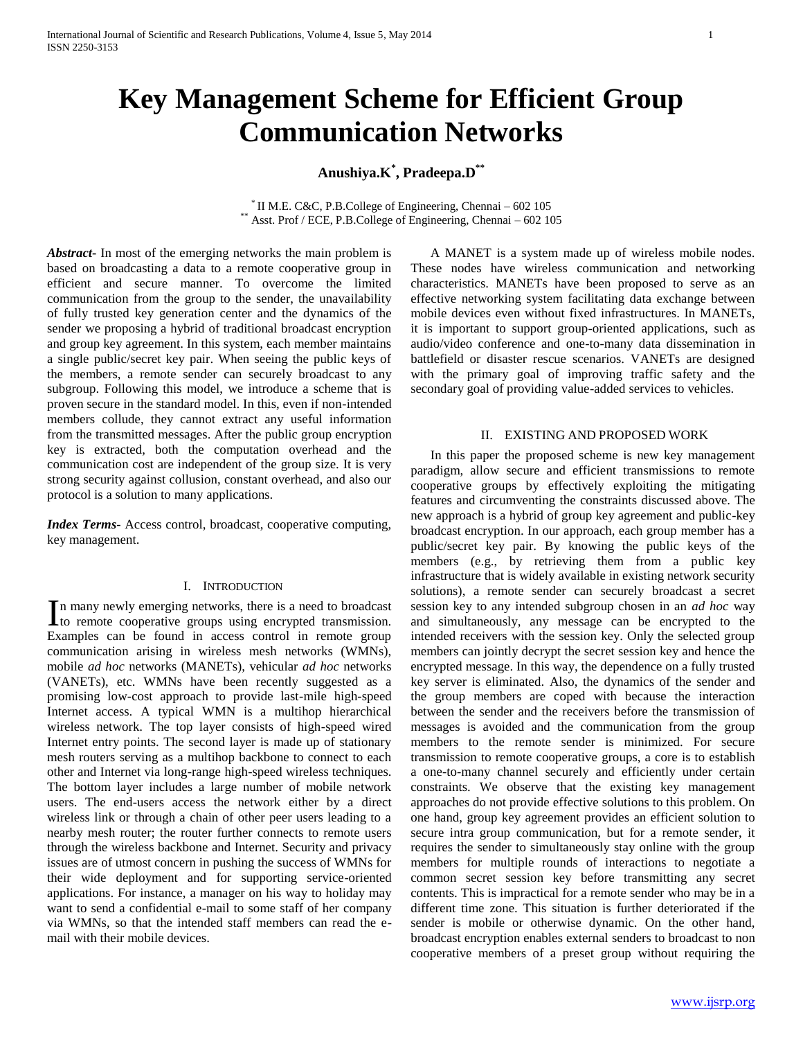# Key Management Scheme for Efficient Group Communication Networks

**Anushiya.K[*], Pradeepa.D[**]**

[*] II M.E. C&C, P.B.College of Engineering, Chennai – 602 105
[**] Asst. Prof / ECE, P.B.College of Engineering, Chennai – 602 105

***Abstract-*** In most of the emerging networks the main problem is based on broadcasting a data to a remote cooperative group in efficient and secure manner. To overcome the limited communication from the group to the sender, the unavailability of fully trusted key generation center and the dynamics of the sender we proposing a hybrid of traditional broadcast encryption and group key agreement. In this system, each member maintains a single public/secret key pair. When seeing the public keys of the members, a remote sender can securely broadcast to any subgroup. Following this model, we introduce a scheme that is proven secure in the standard model. In this, even if non-intended members collude, they cannot extract any useful information from the transmitted messages. After the public group encryption key is extracted, both the computation overhead and the communication cost are independent of the group size. It is very strong security against collusion, constant overhead, and also our protocol is a solution to many applications.

***Index Terms-*** Access control, broadcast, cooperative computing, key management.

## I. Introduction

In many newly emerging networks, there is a need to broadcast to remote cooperative groups using encrypted transmission. Examples can be found in access control in remote group communication arising in wireless mesh networks (WMNs), mobile *ad hoc* networks (MANETs), vehicular *ad hoc* networks (VANETs), etc. WMNs have been recently suggested as a promising low-cost approach to provide last-mile high-speed Internet access. A typical WMN is a multihop hierarchical wireless network. The top layer consists of high-speed wired Internet entry points. The second layer is made up of stationary mesh routers serving as a multihop backbone to connect to each other and Internet via long-range high-speed wireless techniques. The bottom layer includes a large number of mobile network users. The end-users access the network either by a direct wireless link or through a chain of other peer users leading to a nearby mesh router; the router further connects to remote users through the wireless backbone and Internet. Security and privacy issues are of utmost concern in pushing the success of WMNs for their wide deployment and for supporting service-oriented applications. For instance, a manager on his way to holiday may want to send a confidential e-mail to some staff of her company via WMNs, so that the intended staff members can read the e-mail with their mobile devices.

A MANET is a system made up of wireless mobile nodes. These nodes have wireless communication and networking characteristics. MANETs have been proposed to serve as an effective networking system facilitating data exchange between mobile devices even without fixed infrastructures. In MANETs, it is important to support group-oriented applications, such as audio/video conference and one-to-many data dissemination in battlefield or disaster rescue scenarios. VANETs are designed with the primary goal of improving traffic safety and the secondary goal of providing value-added services to vehicles.

## II. Existing and Proposed Work

In this paper the proposed scheme is new key management paradigm, allow secure and efficient transmissions to remote cooperative groups by effectively exploiting the mitigating features and circumventing the constraints discussed above. The new approach is a hybrid of group key agreement and public-key broadcast encryption. In our approach, each group member has a public/secret key pair. By knowing the public keys of the members (e.g., by retrieving them from a public key infrastructure that is widely available in existing network security solutions), a remote sender can securely broadcast a secret session key to any intended subgroup chosen in an *ad hoc* way and simultaneously, any message can be encrypted to the intended receivers with the session key. Only the selected group members can jointly decrypt the secret session key and hence the encrypted message. In this way, the dependence on a fully trusted key server is eliminated. Also, the dynamics of the sender and the group members are coped with because the interaction between the sender and the receivers before the transmission of messages is avoided and the communication from the group members to the remote sender is minimized. For secure transmission to remote cooperative groups, a core is to establish a one-to-many channel securely and efficiently under certain constraints. We observe that the existing key management approaches do not provide effective solutions to this problem. On one hand, group key agreement provides an efficient solution to secure intra group communication, but for a remote sender, it requires the sender to simultaneously stay online with the group members for multiple rounds of interactions to negotiate a common secret session key before transmitting any secret contents. This is impractical for a remote sender who may be in a different time zone. This situation is further deteriorated if the sender is mobile or otherwise dynamic. On the other hand, broadcast encryption enables external senders to broadcast to non cooperative members of a preset group without requiring the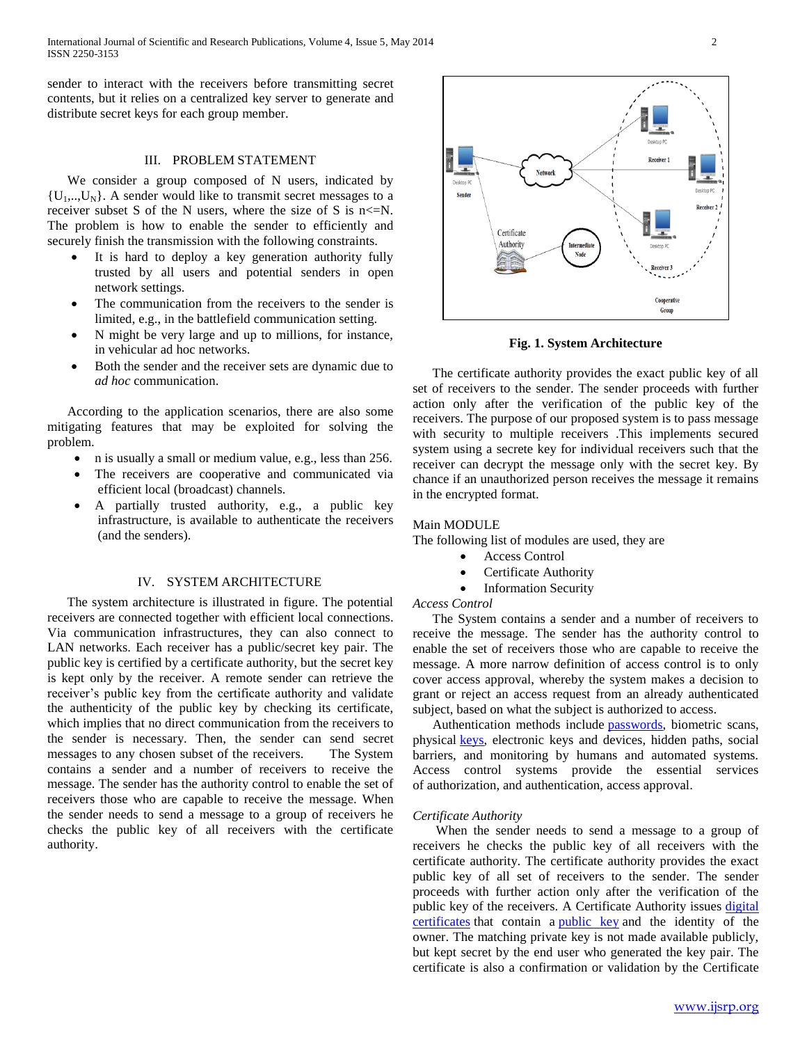sender to interact with the receivers before transmitting secret contents, but it relies on a centralized key server to generate and distribute secret keys for each group member.

## III. PROBLEM STATEMENT

We consider a group composed of N users, indicated by $\{U_1,..,U_N\}$. A sender would like to transmit secret messages to a receiver subset S of the N users, where the size of S is n<=N. The problem is how to enable the sender to efficiently and securely finish the transmission with the following constraints.

- It is hard to deploy a key generation authority fully trusted by all users and potential senders in open network settings.
- The communication from the receivers to the sender is limited, e.g., in the battlefield communication setting.
- N might be very large and up to millions, for instance, in vehicular ad hoc networks.
- Both the sender and the receiver sets are dynamic due to *ad hoc* communication.

According to the application scenarios, there are also some mitigating features that may be exploited for solving the problem.

- n is usually a small or medium value, e.g., less than 256.
- The receivers are cooperative and communicated via efficient local (broadcast) channels.
- A partially trusted authority, e.g., a public key infrastructure, is available to authenticate the receivers (and the senders).

## IV. SYSTEM ARCHITECTURE

The system architecture is illustrated in figure. The potential receivers are connected together with efficient local connections. Via communication infrastructures, they can also connect to LAN networks. Each receiver has a public/secret key pair. The public key is certified by a certificate authority, but the secret key is kept only by the receiver. A remote sender can retrieve the receiver's public key from the certificate authority and validate the authenticity of the public key by checking its certificate, which implies that no direct communication from the receivers to the sender is necessary. Then, the sender can send secret messages to any chosen subset of the receivers. The System contains a sender and a number of receivers to receive the message. The sender has the authority control to enable the set of receivers those who are capable to receive the message. When the sender needs to send a message to a group of receivers he checks the public key of all receivers with the certificate authority.

**Fig. 1. System Architecture**

The certificate authority provides the exact public key of all set of receivers to the sender. The sender proceeds with further action only after the verification of the public key of the receivers. The purpose of our proposed system is to pass message with security to multiple receivers .This implements secured system using a secrete key for individual receivers such that the receiver can decrypt the message only with the secret key. By chance if an unauthorized person receives the message it remains in the encrypted format.

Main MODULE

The following list of modules are used, they are

- Access Control
- Certificate Authority
- Information Security

*Access Control*

The System contains a sender and a number of receivers to receive the message. The sender has the authority control to enable the set of receivers those who are capable to receive the message. A more narrow definition of access control is to only cover access approval, whereby the system makes a decision to grant or reject an access request from an already authenticated subject, based on what the subject is authorized to access.

Authentication methods include passwords, biometric scans, physical keys, electronic keys and devices, hidden paths, social barriers, and monitoring by humans and automated systems. Access control systems provide the essential services of authorization, and authentication, access approval.

*Certificate Authority*

When the sender needs to send a message to a group of receivers he checks the public key of all receivers with the certificate authority. The certificate authority provides the exact public key of all set of receivers to the sender. The sender proceeds with further action only after the verification of the public key of the receivers. A Certificate Authority issues digital certificates that contain a public key and the identity of the owner. The matching private key is not made available publicly, but kept secret by the end user who generated the key pair. The certificate is also a confirmation or validation by the Certificate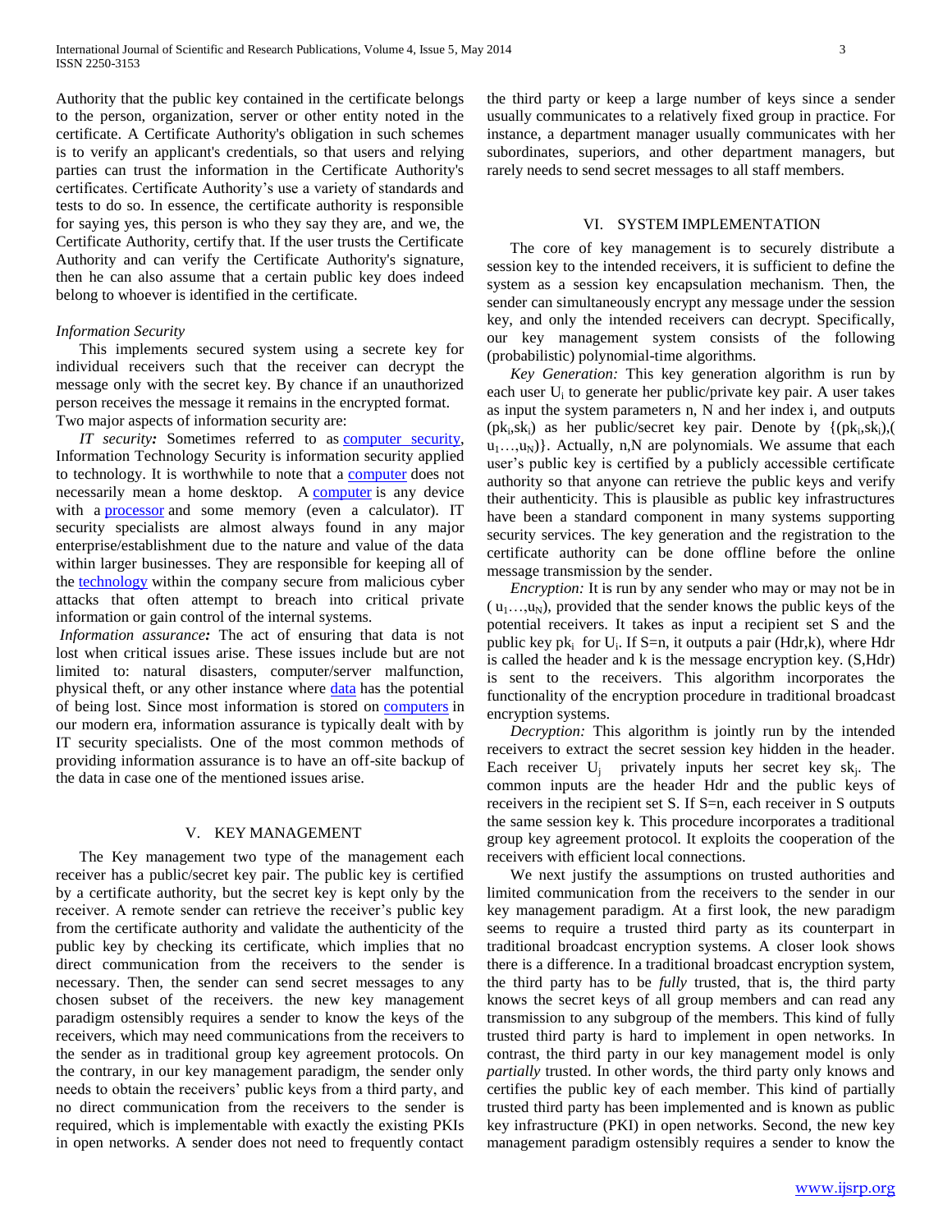Authority that the public key contained in the certificate belongs to the person, organization, server or other entity noted in the certificate. A Certificate Authority's obligation in such schemes is to verify an applicant's credentials, so that users and relying parties can trust the information in the Certificate Authority's certificates. Certificate Authority's use a variety of standards and tests to do so. In essence, the certificate authority is responsible for saying yes, this person is who they say they are, and we, the Certificate Authority, certify that. If the user trusts the Certificate Authority and can verify the Certificate Authority's signature, then he can also assume that a certain public key does indeed belong to whoever is identified in the certificate.

*Information Security*

This implements secured system using a secrete key for individual receivers such that the receiver can decrypt the message only with the secret key. By chance if an unauthorized person receives the message it remains in the encrypted format. Two major aspects of information security are:

***IT security:*** Sometimes referred to as computer security, Information Technology Security is information security applied to technology. It is worthwhile to note that a computer does not necessarily mean a home desktop. A computer is any device with a processor and some memory (even a calculator). IT security specialists are almost always found in any major enterprise/establishment due to the nature and value of the data within larger businesses. They are responsible for keeping all of the technology within the company secure from malicious cyber attacks that often attempt to breach into critical private information or gain control of the internal systems.

***Information assurance:*** The act of ensuring that data is not lost when critical issues arise. These issues include but are not limited to: natural disasters, computer/server malfunction, physical theft, or any other instance where data has the potential of being lost. Since most information is stored on computers in our modern era, information assurance is typically dealt with by IT security specialists. One of the most common methods of providing information assurance is to have an off-site backup of the data in case one of the mentioned issues arise.

## V. KEY MANAGEMENT

The Key management two type of the management each receiver has a public/secret key pair. The public key is certified by a certificate authority, but the secret key is kept only by the receiver. A remote sender can retrieve the receiver's public key from the certificate authority and validate the authenticity of the public key by checking its certificate, which implies that no direct communication from the receivers to the sender is necessary. Then, the sender can send secret messages to any chosen subset of the receivers. the new key management paradigm ostensibly requires a sender to know the keys of the receivers, which may need communications from the receivers to the sender as in traditional group key agreement protocols. On the contrary, in our key management paradigm, the sender only needs to obtain the receivers' public keys from a third party, and no direct communication from the receivers to the sender is required, which is implementable with exactly the existing PKIs in open networks. A sender does not need to frequently contact the third party or keep a large number of keys since a sender usually communicates to a relatively fixed group in practice. For instance, a department manager usually communicates with her subordinates, superiors, and other department managers, but rarely needs to send secret messages to all staff members.

## VI. SYSTEM IMPLEMENTATION

The core of key management is to securely distribute a session key to the intended receivers, it is sufficient to define the system as a session key encapsulation mechanism. Then, the sender can simultaneously encrypt any message under the session key, and only the intended receivers can decrypt. Specifically, our key management system consists of the following (probabilistic) polynomial-time algorithms.

*Key Generation:* This key generation algorithm is run by each user $U_i$ to generate her public/private key pair. A user takes as input the system parameters n, N and her index i, and outputs $(pk_i,sk_i)$ as her public/secret key pair. Denote by $\{(pk_i,sk_i),(u_1\ldots,u_N)\}$. Actually, n,N are polynomials. We assume that each user's public key is certified by a publicly accessible certificate authority so that anyone can retrieve the public keys and verify their authenticity. This is plausible as public key infrastructures have been a standard component in many systems supporting security services. The key generation and the registration to the certificate authority can be done offline before the online message transmission by the sender.

*Encryption:* It is run by any sender who may or may not be in $(u_1\ldots,u_N)$, provided that the sender knows the public keys of the potential receivers. It takes as input a recipient set S and the public key $pk_i$ for $U_i$. If S=n, it outputs a pair (Hdr,k), where Hdr is called the header and k is the message encryption key. (S,Hdr) is sent to the receivers. This algorithm incorporates the functionality of the encryption procedure in traditional broadcast encryption systems.

*Decryption:* This algorithm is jointly run by the intended receivers to extract the secret session key hidden in the header. Each receiver $U_j$ privately inputs her secret key $sk_j$. The common inputs are the header Hdr and the public keys of receivers in the recipient set S. If S=n, each receiver in S outputs the same session key k. This procedure incorporates a traditional group key agreement protocol. It exploits the cooperation of the receivers with efficient local connections.

We next justify the assumptions on trusted authorities and limited communication from the receivers to the sender in our key management paradigm. At a first look, the new paradigm seems to require a trusted third party as its counterpart in traditional broadcast encryption systems. A closer look shows there is a difference. In a traditional broadcast encryption system, the third party has to be *fully* trusted, that is, the third party knows the secret keys of all group members and can read any transmission to any subgroup of the members. This kind of fully trusted third party is hard to implement in open networks. In contrast, the third party in our key management model is only *partially* trusted. In other words, the third party only knows and certifies the public key of each member. This kind of partially trusted third party has been implemented and is known as public key infrastructure (PKI) in open networks. Second, the new key management paradigm ostensibly requires a sender to know the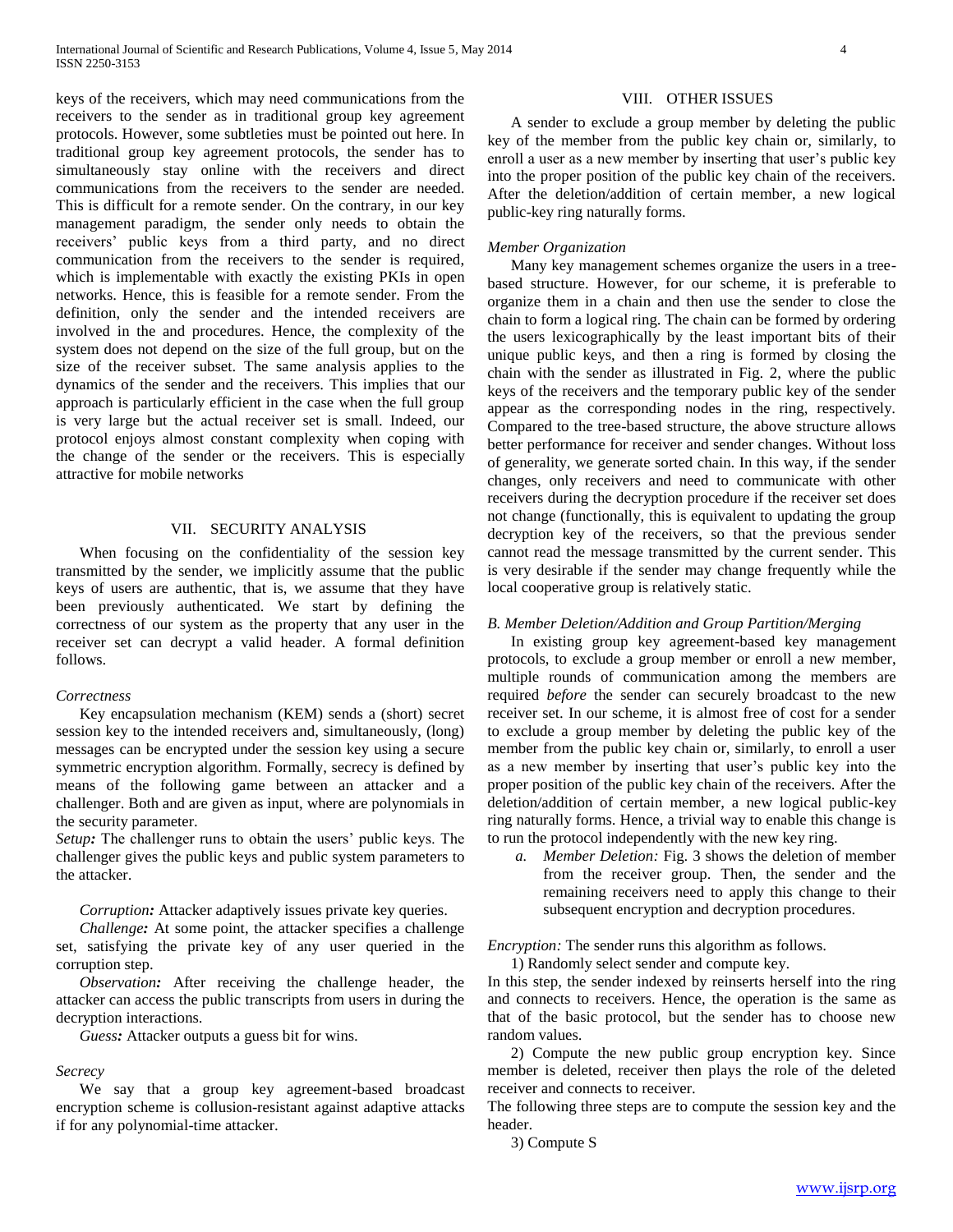keys of the receivers, which may need communications from the receivers to the sender as in traditional group key agreement protocols. However, some subtleties must be pointed out here. In traditional group key agreement protocols, the sender has to simultaneously stay online with the receivers and direct communications from the receivers to the sender are needed. This is difficult for a remote sender. On the contrary, in our key management paradigm, the sender only needs to obtain the receivers' public keys from a third party, and no direct communication from the receivers to the sender is required, which is implementable with exactly the existing PKIs in open networks. Hence, this is feasible for a remote sender. From the definition, only the sender and the intended receivers are involved in the and procedures. Hence, the complexity of the system does not depend on the size of the full group, but on the size of the receiver subset. The same analysis applies to the dynamics of the sender and the receivers. This implies that our approach is particularly efficient in the case when the full group is very large but the actual receiver set is small. Indeed, our protocol enjoys almost constant complexity when coping with the change of the sender or the receivers. This is especially attractive for mobile networks

## VII. SECURITY ANALYSIS

When focusing on the confidentiality of the session key transmitted by the sender, we implicitly assume that the public keys of users are authentic, that is, we assume that they have been previously authenticated. We start by defining the correctness of our system as the property that any user in the receiver set can decrypt a valid header. A formal definition follows.

### *Correctness*

Key encapsulation mechanism (KEM) sends a (short) secret session key to the intended receivers and, simultaneously, (long) messages can be encrypted under the session key using a secure symmetric encryption algorithm. Formally, secrecy is defined by means of the following game between an attacker and a challenger. Both and are given as input, where are polynomials in the security parameter.

***Setup:*** The challenger runs to obtain the users' public keys. The challenger gives the public keys and public system parameters to the attacker.

***Corruption:*** Attacker adaptively issues private key queries.

***Challenge:*** At some point, the attacker specifies a challenge set, satisfying the private key of any user queried in the corruption step.

***Observation:*** After receiving the challenge header, the attacker can access the public transcripts from users in during the decryption interactions.

***Guess:*** Attacker outputs a guess bit for wins.

### *Secrecy*

We say that a group key agreement-based broadcast encryption scheme is collusion-resistant against adaptive attacks if for any polynomial-time attacker.

## VIII. OTHER ISSUES

A sender to exclude a group member by deleting the public key of the member from the public key chain or, similarly, to enroll a user as a new member by inserting that user's public key into the proper position of the public key chain of the receivers. After the deletion/addition of certain member, a new logical public-key ring naturally forms.

### *Member Organization*

Many key management schemes organize the users in a tree-based structure. However, for our scheme, it is preferable to organize them in a chain and then use the sender to close the chain to form a logical ring. The chain can be formed by ordering the users lexicographically by the least important bits of their unique public keys, and then a ring is formed by closing the chain with the sender as illustrated in Fig. 2, where the public keys of the receivers and the temporary public key of the sender appear as the corresponding nodes in the ring, respectively. Compared to the tree-based structure, the above structure allows better performance for receiver and sender changes. Without loss of generality, we generate sorted chain. In this way, if the sender changes, only receivers and need to communicate with other receivers during the decryption procedure if the receiver set does not change (functionally, this is equivalent to updating the group decryption key of the receivers, so that the previous sender cannot read the message transmitted by the current sender. This is very desirable if the sender may change frequently while the local cooperative group is relatively static.

### *B. Member Deletion/Addition and Group Partition/Merging*

In existing group key agreement-based key management protocols, to exclude a group member or enroll a new member, multiple rounds of communication among the members are required *before* the sender can securely broadcast to the new receiver set. In our scheme, it is almost free of cost for a sender to exclude a group member by deleting the public key of the member from the public key chain or, similarly, to enroll a user as a new member by inserting that user's public key into the proper position of the public key chain of the receivers. After the deletion/addition of certain member, a new logical public-key ring naturally forms. Hence, a trivial way to enable this change is to run the protocol independently with the new key ring.

*a. Member Deletion:* Fig. 3 shows the deletion of member from the receiver group. Then, the sender and the remaining receivers need to apply this change to their subsequent encryption and decryption procedures.

*Encryption:* The sender runs this algorithm as follows.

1) Randomly select sender and compute key.

In this step, the sender indexed by reinserts herself into the ring and connects to receivers. Hence, the operation is the same as that of the basic protocol, but the sender has to choose new random values.

2) Compute the new public group encryption key. Since member is deleted, receiver then plays the role of the deleted receiver and connects to receiver.

The following three steps are to compute the session key and the header.

3) Compute S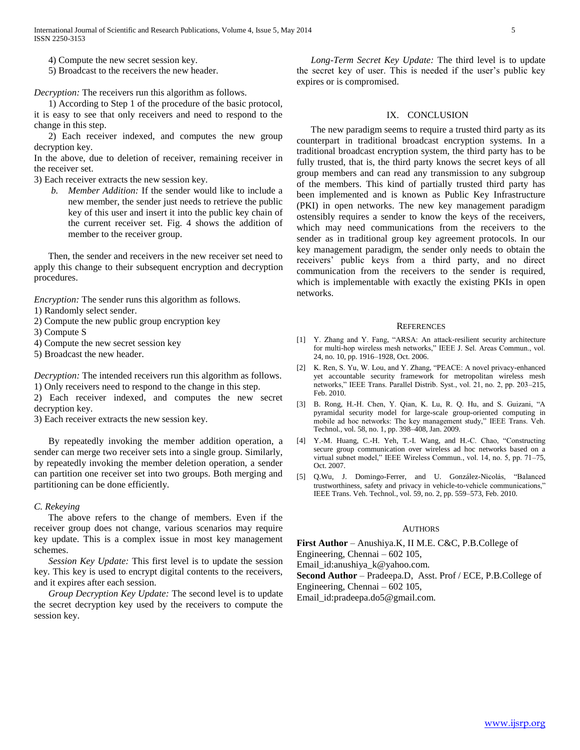4) Compute the new secret session key.

5) Broadcast to the receivers the new header.

*Decryption:* The receivers run this algorithm as follows.

1) According to Step 1 of the procedure of the basic protocol, it is easy to see that only receivers and need to respond to the change in this step.

2) Each receiver indexed, and computes the new group decryption key.

In the above, due to deletion of receiver, remaining receiver in the receiver set.

3) Each receiver extracts the new session key.

*b. Member Addition:* If the sender would like to include a new member, the sender just needs to retrieve the public key of this user and insert it into the public key chain of the current receiver set. Fig. 4 shows the addition of member to the receiver group.

Then, the sender and receivers in the new receiver set need to apply this change to their subsequent encryption and decryption procedures.

*Encryption:* The sender runs this algorithm as follows.

1) Randomly select sender.

2) Compute the new public group encryption key

3) Compute S

4) Compute the new secret session key

5) Broadcast the new header.

*Decryption:* The intended receivers run this algorithm as follows.

1) Only receivers need to respond to the change in this step.

2) Each receiver indexed, and computes the new secret decryption key.

3) Each receiver extracts the new session key.

By repeatedly invoking the member addition operation, a sender can merge two receiver sets into a single group. Similarly, by repeatedly invoking the member deletion operation, a sender can partition one receiver set into two groups. Both merging and partitioning can be done efficiently.

### C. Rekeying

The above refers to the change of members. Even if the receiver group does not change, various scenarios may require key update. This is a complex issue in most key management schemes.

*Session Key Update:* This first level is to update the session key. This key is used to encrypt digital contents to the receivers, and it expires after each session.

*Group Decryption Key Update:* The second level is to update the secret decryption key used by the receivers to compute the session key.

*Long-Term Secret Key Update:* The third level is to update the secret key of user. This is needed if the user's public key expires or is compromised.

## IX. CONCLUSION

The new paradigm seems to require a trusted third party as its counterpart in traditional broadcast encryption systems. In a traditional broadcast encryption system, the third party has to be fully trusted, that is, the third party knows the secret keys of all group members and can read any transmission to any subgroup of the members. This kind of partially trusted third party has been implemented and is known as Public Key Infrastructure (PKI) in open networks. The new key management paradigm ostensibly requires a sender to know the keys of the receivers, which may need communications from the receivers to the sender as in traditional group key agreement protocols. In our key management paradigm, the sender only needs to obtain the receivers' public keys from a third party, and no direct communication from the receivers to the sender is required, which is implementable with exactly the existing PKIs in open networks.

## REFERENCES

[1] Y. Zhang and Y. Fang, "ARSA: An attack-resilient security architecture for multi-hop wireless mesh networks," IEEE J. Sel. Areas Commun., vol. 24, no. 10, pp. 1916–1928, Oct. 2006.

[2] K. Ren, S. Yu, W. Lou, and Y. Zhang, "PEACE: A novel privacy-enhanced yet accountable security framework for metropolitan wireless mesh networks," IEEE Trans. Parallel Distrib. Syst., vol. 21, no. 2, pp. 203–215, Feb. 2010.

[3] B. Rong, H.-H. Chen, Y. Qian, K. Lu, R. Q. Hu, and S. Guizani, "A pyramidal security model for large-scale group-oriented computing in mobile ad hoc networks: The key management study," IEEE Trans. Veh. Technol., vol. 58, no. 1, pp. 398–408, Jan. 2009.

[4] Y.-M. Huang, C.-H. Yeh, T.-I. Wang, and H.-C. Chao, "Constructing secure group communication over wireless ad hoc networks based on a virtual subnet model," IEEE Wireless Commun., vol. 14, no. 5, pp. 71–75, Oct. 2007.

[5] Q.Wu, J. Domingo-Ferrer, and U. González-Nicolás, "Balanced trustworthiness, safety and privacy in vehicle-to-vehicle communications," IEEE Trans. Veh. Technol., vol. 59, no. 2, pp. 559–573, Feb. 2010.

## AUTHORS

**First Author** – Anushiya.K, II M.E. C&C, P.B.College of Engineering, Chennai – 602 105, Email_id:anushiya_k@yahoo.com.

**Second Author** – Pradeepa.D, Asst. Prof / ECE, P.B.College of Engineering, Chennai – 602 105, Email_id:pradeepa.do5@gmail.com.